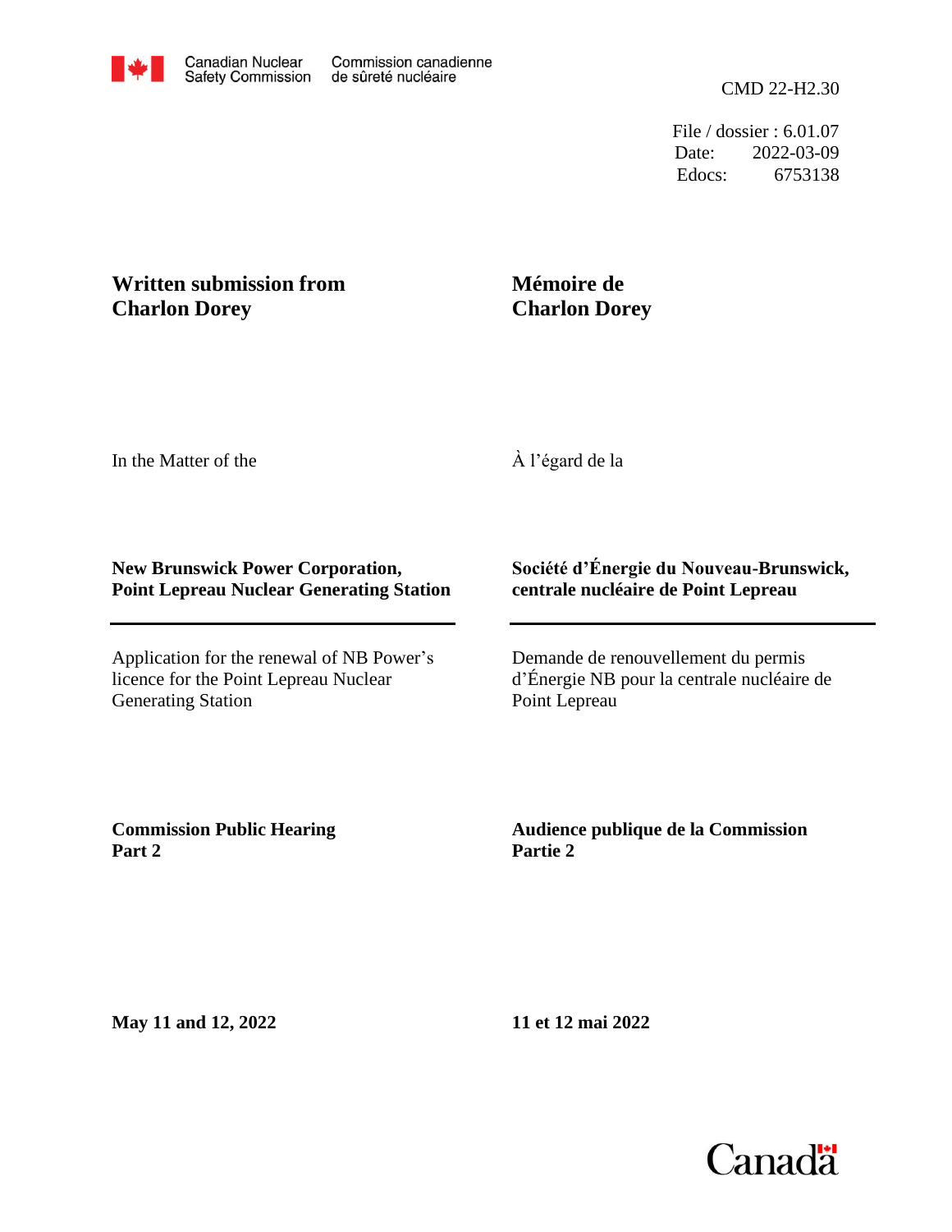Canadian Nuclear Safety Commission | Commission canadienne de sûreté nucléaire

CMD 22-H2.30

File / dossier : 6.01.07
Date: 2022-03-09
Edocs: 6753138

**Written submission from Charlon Dorey**

**Mémoire de Charlon Dorey**

In the Matter of the

À l'égard de la

**New Brunswick Power Corporation, Point Lepreau Nuclear Generating Station**

**Société d'Énergie du Nouveau-Brunswick, centrale nucléaire de Point Lepreau**

Application for the renewal of NB Power's licence for the Point Lepreau Nuclear Generating Station

Demande de renouvellement du permis d'Énergie NB pour la centrale nucléaire de Point Lepreau

**Commission Public Hearing Part 2**

**Audience publique de la Commission Partie 2**

**May 11 and 12, 2022**

**11 et 12 mai 2022**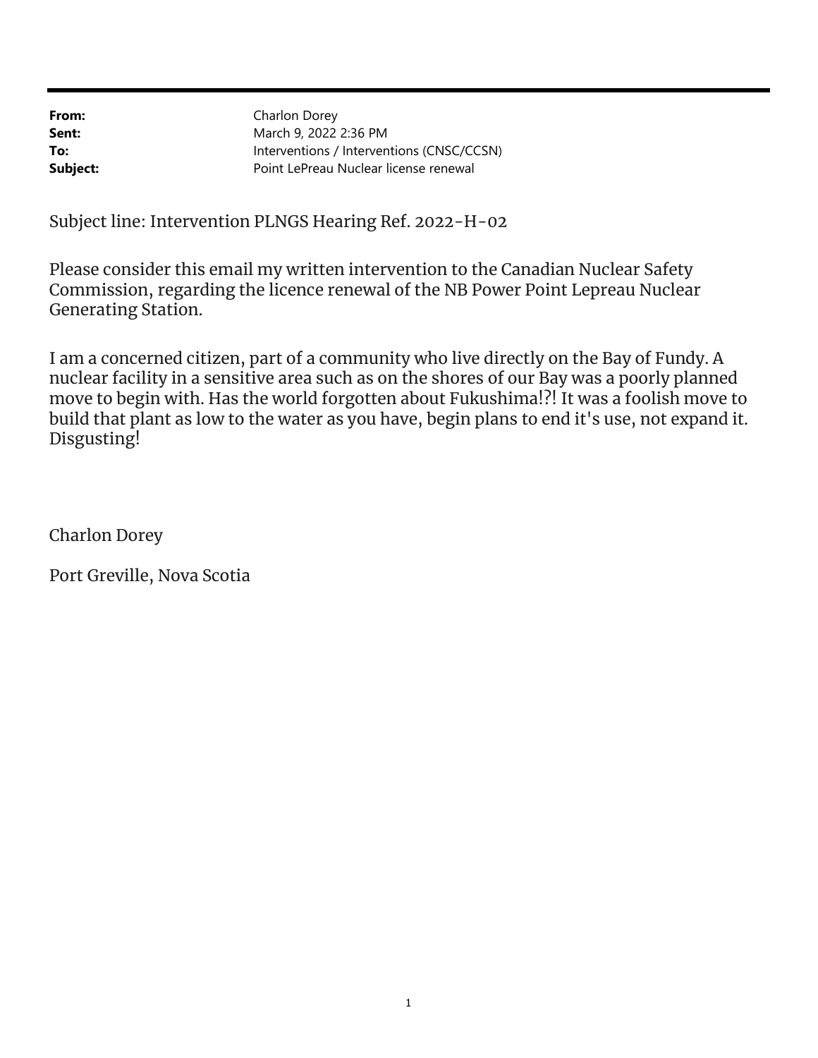**From:** Charlon Dorey
**Sent:** March 9, 2022 2:36 PM
**To:** Interventions / Interventions (CNSC/CCSN)
**Subject:** Point LePreau Nuclear license renewal

Subject line: Intervention PLNGS Hearing Ref. 2022-H-02

Please consider this email my written intervention to the Canadian Nuclear Safety Commission, regarding the licence renewal of the NB Power Point Lepreau Nuclear Generating Station.

I am a concerned citizen, part of a community who live directly on the Bay of Fundy. A nuclear facility in a sensitive area such as on the shores of our Bay was a poorly planned move to begin with. Has the world forgotten about Fukushima!?! It was a foolish move to build that plant as low to the water as you have, begin plans to end it's use, not expand it. Disgusting!

Charlon Dorey

Port Greville, Nova Scotia